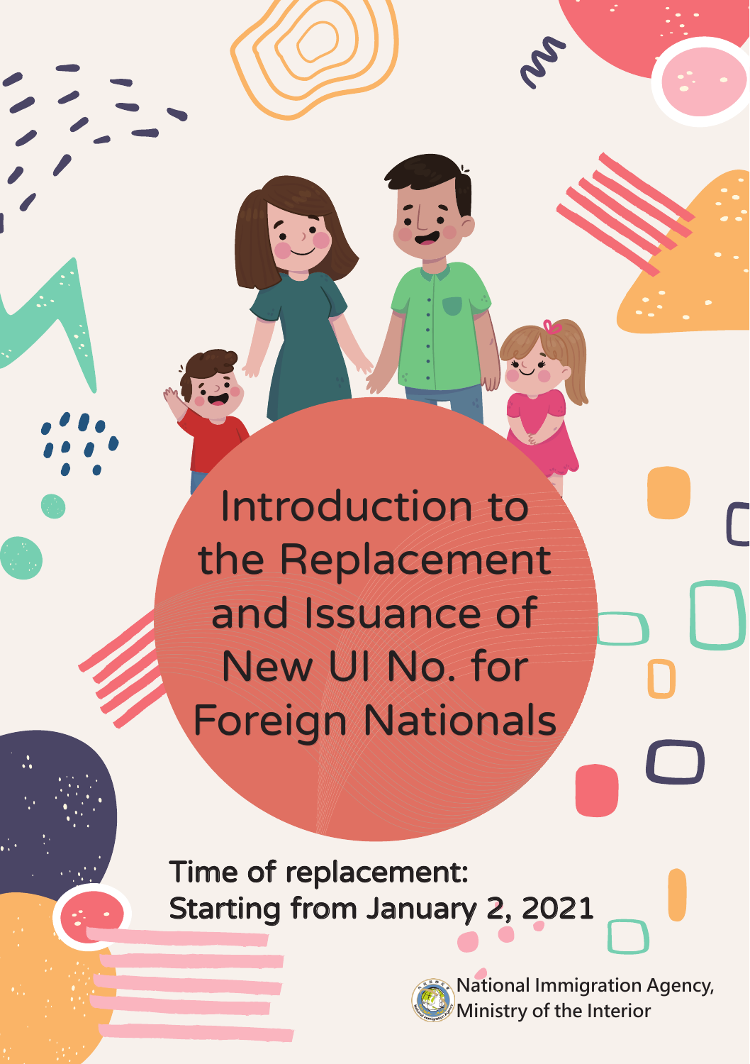# Introduction to the Replacement and Issuance of New UI No. for Foreign Nationals

**Time of replacement:**
**Starting from January 2, 2021**

National Immigration Agency,
Ministry of the Interior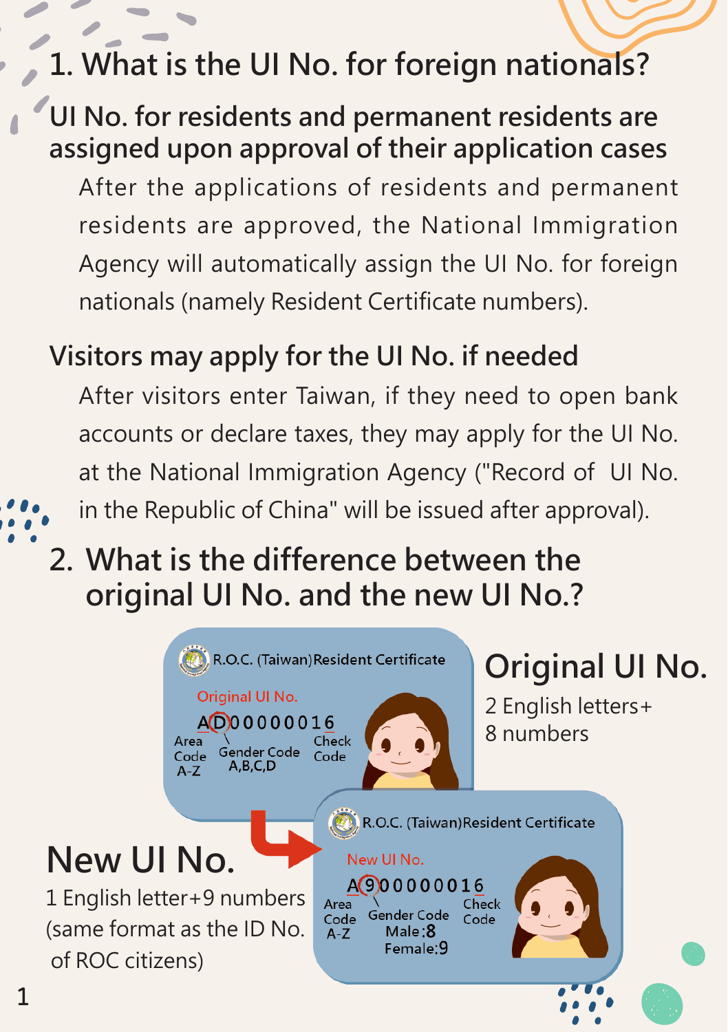# 1. What is the UI No. for foreign nationals?

## UI No. for residents and permanent residents are assigned upon approval of their application cases

After the applications of residents and permanent residents are approved, the National Immigration Agency will automatically assign the UI No. for foreign nationals (namely Resident Certificate numbers).

## Visitors may apply for the UI No. if needed

After visitors enter Taiwan, if they need to open bank accounts or declare taxes, they may apply for the UI No. at the National Immigration Agency ("Record of UI No. in the Republic of China" will be issued after approval).

# 2. What is the difference between the original UI No. and the new UI No.?

R.O.C. (Taiwan) Resident Certificate

Original UI No.

AD00000016

Area Code A-Z | Gender Code A,B,C,D | Check Code

## Original UI No.

2 English letters+ 8 numbers

R.O.C. (Taiwan) Resident Certificate

New UI No.

A900000016

Area Code A-Z | Gender Code Male: 8 Female: 9 | Check Code

## New UI No.

1 English letter+9 numbers (same format as the ID No. of ROC citizens)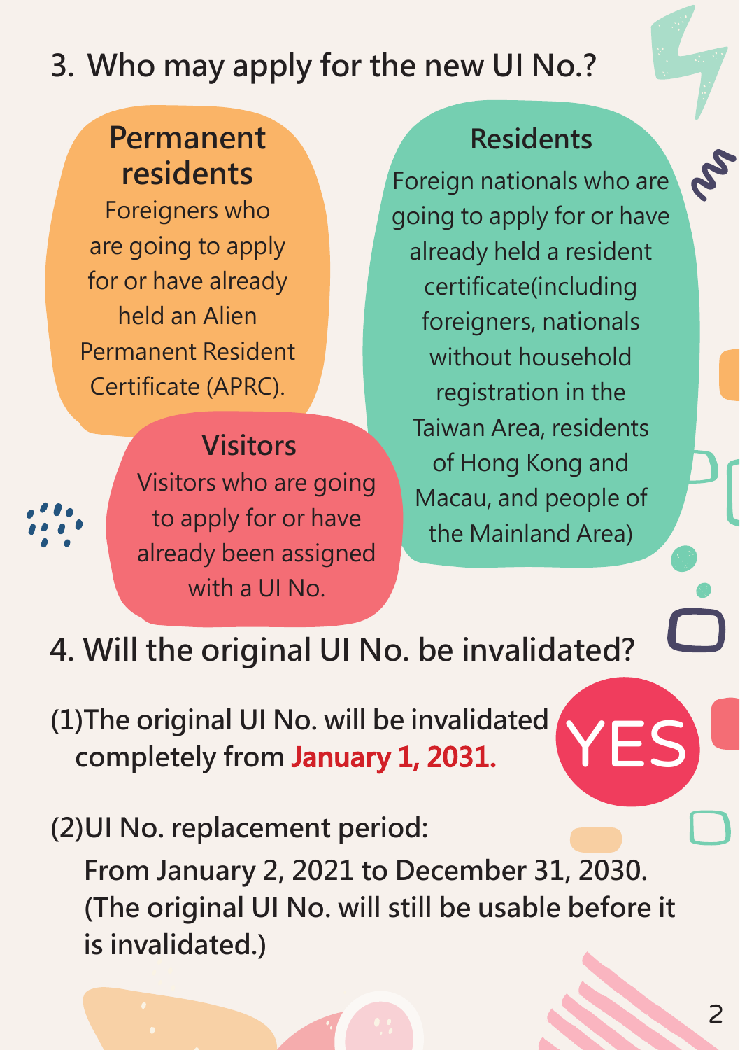## 3. Who may apply for the new UI No.?

### Permanent residents

Foreigners who are going to apply for or have already held an Alien Permanent Resident Certificate (APRC).

### Residents

Foreign nationals who are going to apply for or have already held a resident certificate(including foreigners, nationals without household registration in the Taiwan Area, residents of Hong Kong and Macau, and people of the Mainland Area)

### Visitors

Visitors who are going to apply for or have already been assigned with a UI No.

## 4. Will the original UI No. be invalidated?

YES

(1)The original UI No. will be invalidated completely from **January 1, 2031.**

(2)UI No. replacement period:

From January 2, 2021 to December 31, 2030. (The original UI No. will still be usable before it is invalidated.)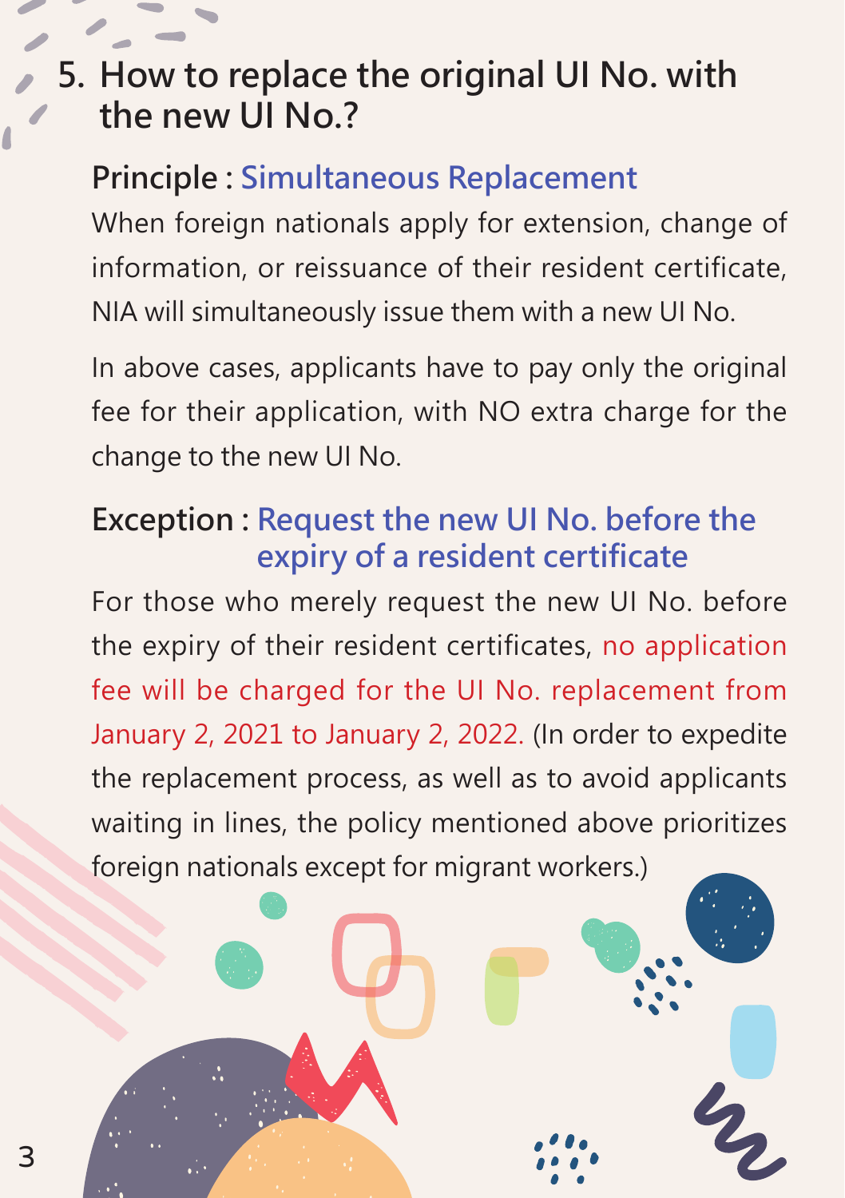## 5. How to replace the original UI No. with the new UI No.?

### Principle : Simultaneous Replacement

When foreign nationals apply for extension, change of information, or reissuance of their resident certificate, NIA will simultaneously issue them with a new UI No.

In above cases, applicants have to pay only the original fee for their application, with NO extra charge for the change to the new UI No.

### Exception : Request the new UI No. before the expiry of a resident certificate

For those who merely request the new UI No. before the expiry of their resident certificates, no application fee will be charged for the UI No. replacement from January 2, 2021 to January 2, 2022. (In order to expedite the replacement process, as well as to avoid applicants waiting in lines, the policy mentioned above prioritizes foreign nationals except for migrant workers.)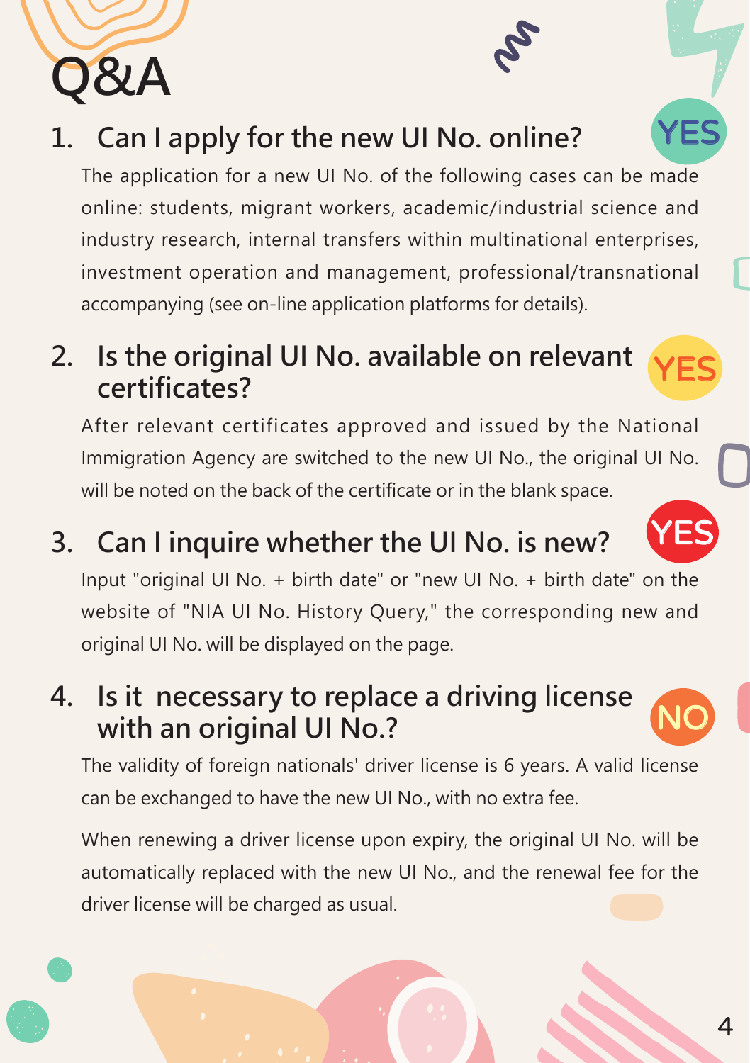# Q&A

## 1. Can I apply for the new UI No. online? YES

The application for a new UI No. of the following cases can be made online: students, migrant workers, academic/industrial science and industry research, internal transfers within multinational enterprises, investment operation and management, professional/transnational accompanying (see on-line application platforms for details).

## 2. Is the original UI No. available on relevant certificates? YES

After relevant certificates approved and issued by the National Immigration Agency are switched to the new UI No., the original UI No. will be noted on the back of the certificate or in the blank space.

## 3. Can I inquire whether the UI No. is new? YES

Input "original UI No. + birth date" or "new UI No. + birth date" on the website of "NIA UI No. History Query," the corresponding new and original UI No. will be displayed on the page.

## 4. Is it necessary to replace a driving license with an original UI No.? NO

The validity of foreign nationals' driver license is 6 years. A valid license can be exchanged to have the new UI No., with no extra fee.

When renewing a driver license upon expiry, the original UI No. will be automatically replaced with the new UI No., and the renewal fee for the driver license will be charged as usual.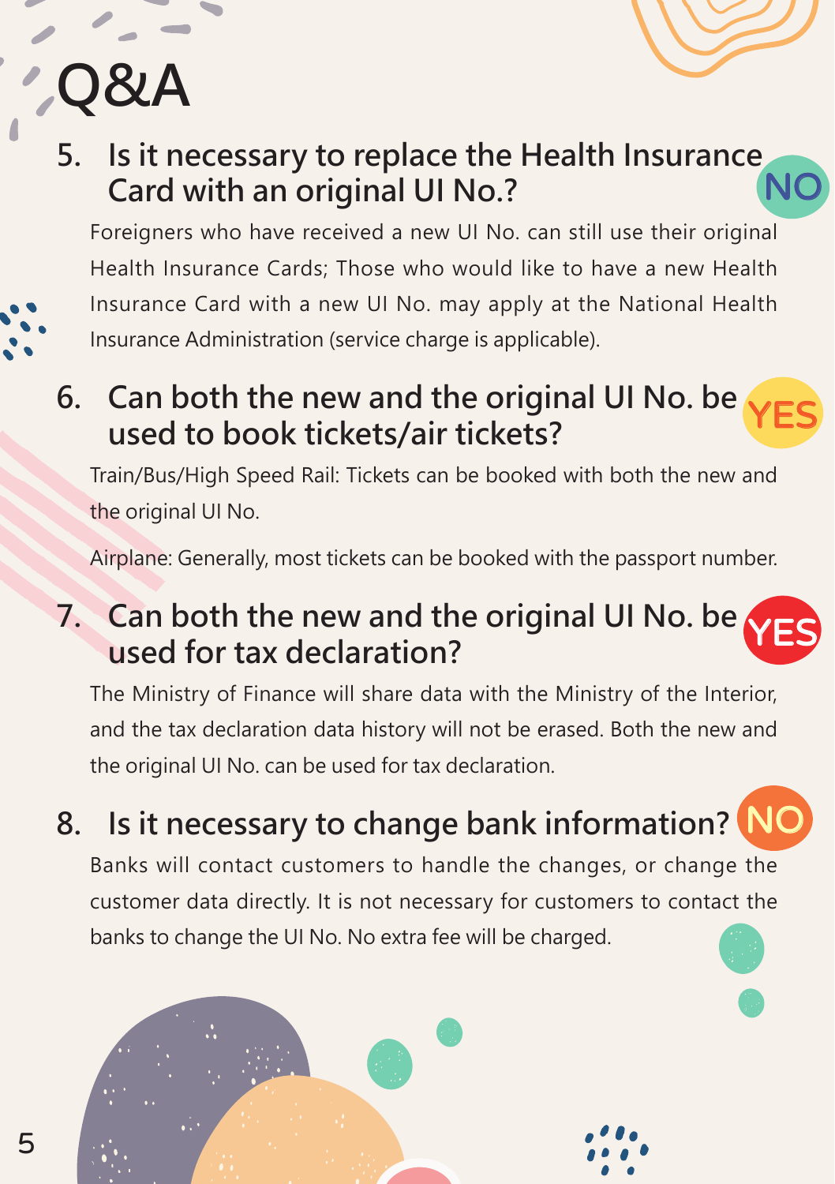# Q&A

## 5. Is it necessary to replace the Health Insurance Card with an original UI No.? NO

Foreigners who have received a new UI No. can still use their original Health Insurance Cards; Those who would like to have a new Health Insurance Card with a new UI No. may apply at the National Health Insurance Administration (service charge is applicable).

## 6. Can both the new and the original UI No. be used to book tickets/air tickets? YES

Train/Bus/High Speed Rail: Tickets can be booked with both the new and the original UI No.

Airplane: Generally, most tickets can be booked with the passport number.

## 7. Can both the new and the original UI No. be used for tax declaration? YES

The Ministry of Finance will share data with the Ministry of the Interior, and the tax declaration data history will not be erased. Both the new and the original UI No. can be used for tax declaration.

## 8. Is it necessary to change bank information? NO

Banks will contact customers to handle the changes, or change the customer data directly. It is not necessary for customers to contact the banks to change the UI No. No extra fee will be charged.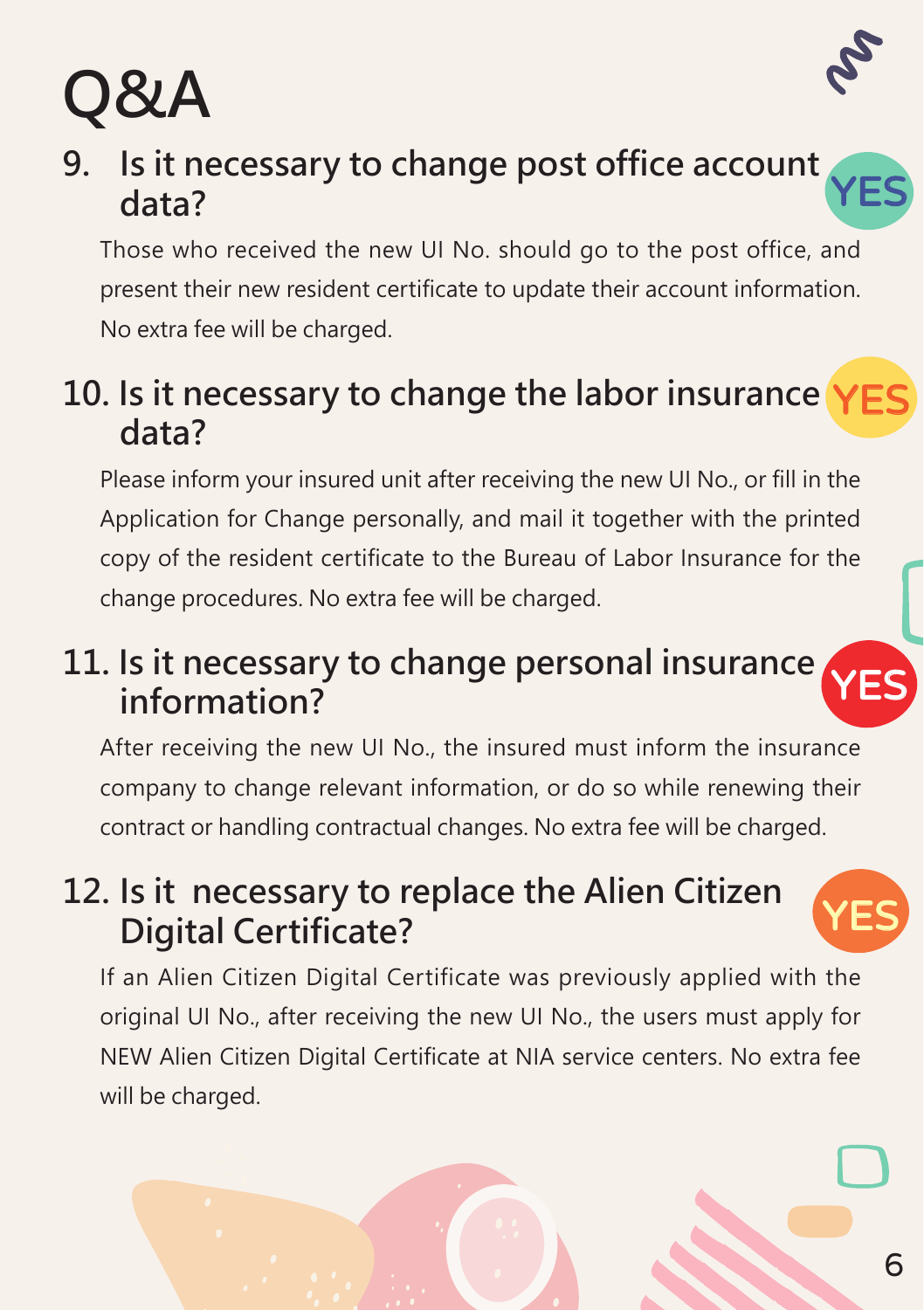# Q&A

## 9. Is it necessary to change post office account data?

YES

Those who received the new UI No. should go to the post office, and present their new resident certificate to update their account information. No extra fee will be charged.

## 10. Is it necessary to change the labor insurance data?

YES

Please inform your insured unit after receiving the new UI No., or fill in the Application for Change personally, and mail it together with the printed copy of the resident certificate to the Bureau of Labor Insurance for the change procedures. No extra fee will be charged.

## 11. Is it necessary to change personal insurance information?

YES

After receiving the new UI No., the insured must inform the insurance company to change relevant information, or do so while renewing their contract or handling contractual changes. No extra fee will be charged.

## 12. Is it  necessary to replace the Alien Citizen Digital Certificate?

YES

If an Alien Citizen Digital Certificate was previously applied with the original UI No., after receiving the new UI No., the users must apply for NEW Alien Citizen Digital Certificate at NIA service centers. No extra fee will be charged.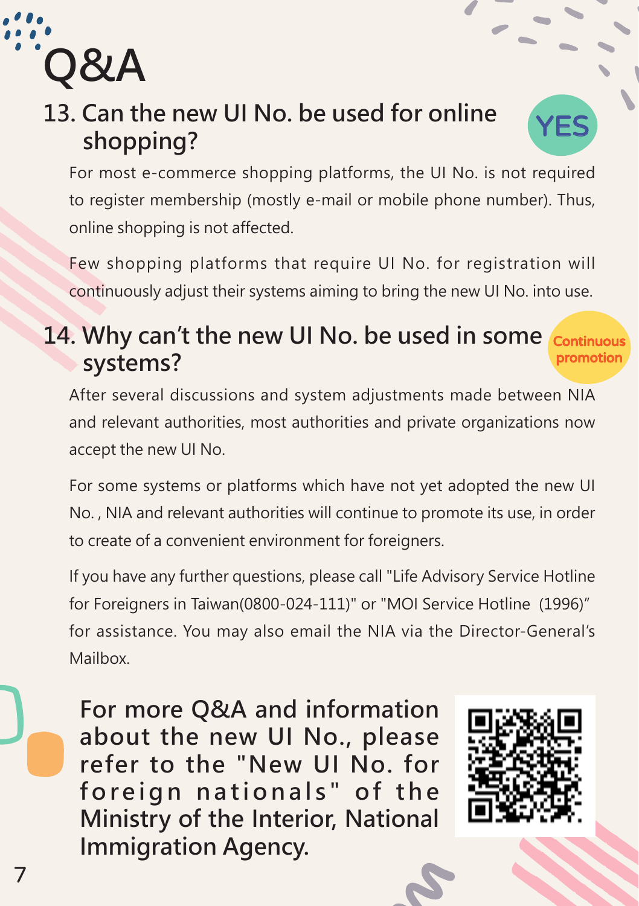# Q&A

## 13. Can the new UI No. be used for online shopping?

YES

For most e-commerce shopping platforms, the UI No. is not required to register membership (mostly e-mail or mobile phone number). Thus, online shopping is not affected.

Few shopping platforms that require UI No. for registration will continuously adjust their systems aiming to bring the new UI No. into use.

## 14. Why can't the new UI No. be used in some systems?

Continuous promotion

After several discussions and system adjustments made between NIA and relevant authorities, most authorities and private organizations now accept the new UI No.

For some systems or platforms which have not yet adopted the new UI No. , NIA and relevant authorities will continue to promote its use, in order to create of a convenient environment for foreigners.

If you have any further questions, please call "Life Advisory Service Hotline for Foreigners in Taiwan(0800-024-111)" or "MOI Service Hotline (1996)" for assistance. You may also email the NIA via the Director-General's Mailbox.

**For more Q&A and information about the new UI No., please refer to the "New UI No. for foreign nationals" of the Ministry of the Interior, National Immigration Agency.**